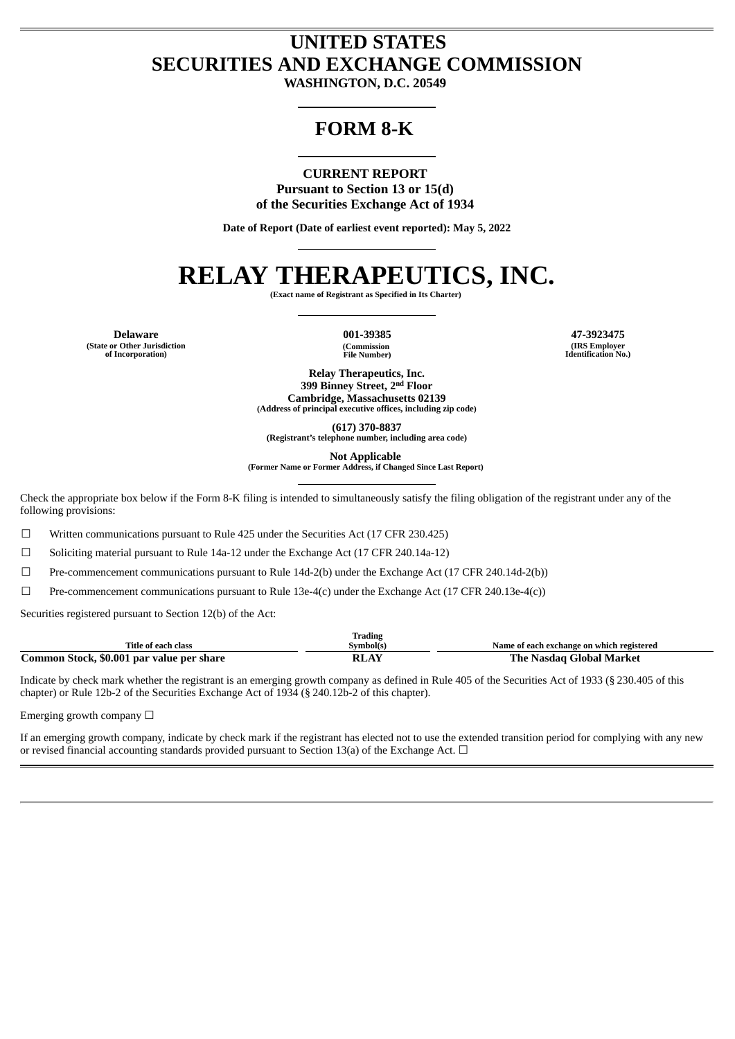# UNITED STATES
# SECURITIES AND EXCHANGE COMMISSION
**WASHINGTON, D.C. 20549**

## FORM 8-K

**CURRENT REPORT**
**Pursuant to Section 13 or 15(d)**
**of the Securities Exchange Act of 1934**

**Date of Report (Date of earliest event reported): May 5, 2022**

# RELAY THERAPEUTICS, INC.
**(Exact name of Registrant as Specified in Its Charter)**

| Delaware | 001-39385 | 47-3923475 |
|---|---|---|
| (State or Other Jurisdiction of Incorporation) | (Commission File Number) | (IRS Employer Identification No.) |

**Relay Therapeutics, Inc.**
**399 Binney Street, 2nd Floor**
**Cambridge, Massachusetts 02139**
**(Address of principal executive offices, including zip code)**

**(617) 370-8837**
**(Registrant's telephone number, including area code)**

**Not Applicable**
**(Former Name or Former Address, if Changed Since Last Report)**

Check the appropriate box below if the Form 8-K filing is intended to simultaneously satisfy the filing obligation of the registrant under any of the following provisions:

☐ Written communications pursuant to Rule 425 under the Securities Act (17 CFR 230.425)

☐ Soliciting material pursuant to Rule 14a-12 under the Exchange Act (17 CFR 240.14a-12)

☐ Pre-commencement communications pursuant to Rule 14d-2(b) under the Exchange Act (17 CFR 240.14d-2(b))

☐ Pre-commencement communications pursuant to Rule 13e-4(c) under the Exchange Act (17 CFR 240.13e-4(c))

Securities registered pursuant to Section 12(b) of the Act:

| Title of each class | Trading Symbol(s) | Name of each exchange on which registered |
|---|---|---|
| **Common Stock, $0.001 par value per share** | **RLAY** | **The Nasdaq Global Market** |

Indicate by check mark whether the registrant is an emerging growth company as defined in Rule 405 of the Securities Act of 1933 (§ 230.405 of this chapter) or Rule 12b-2 of the Securities Exchange Act of 1934 (§ 240.12b-2 of this chapter).

Emerging growth company ☐

If an emerging growth company, indicate by check mark if the registrant has elected not to use the extended transition period for complying with any new or revised financial accounting standards provided pursuant to Section 13(a) of the Exchange Act. ☐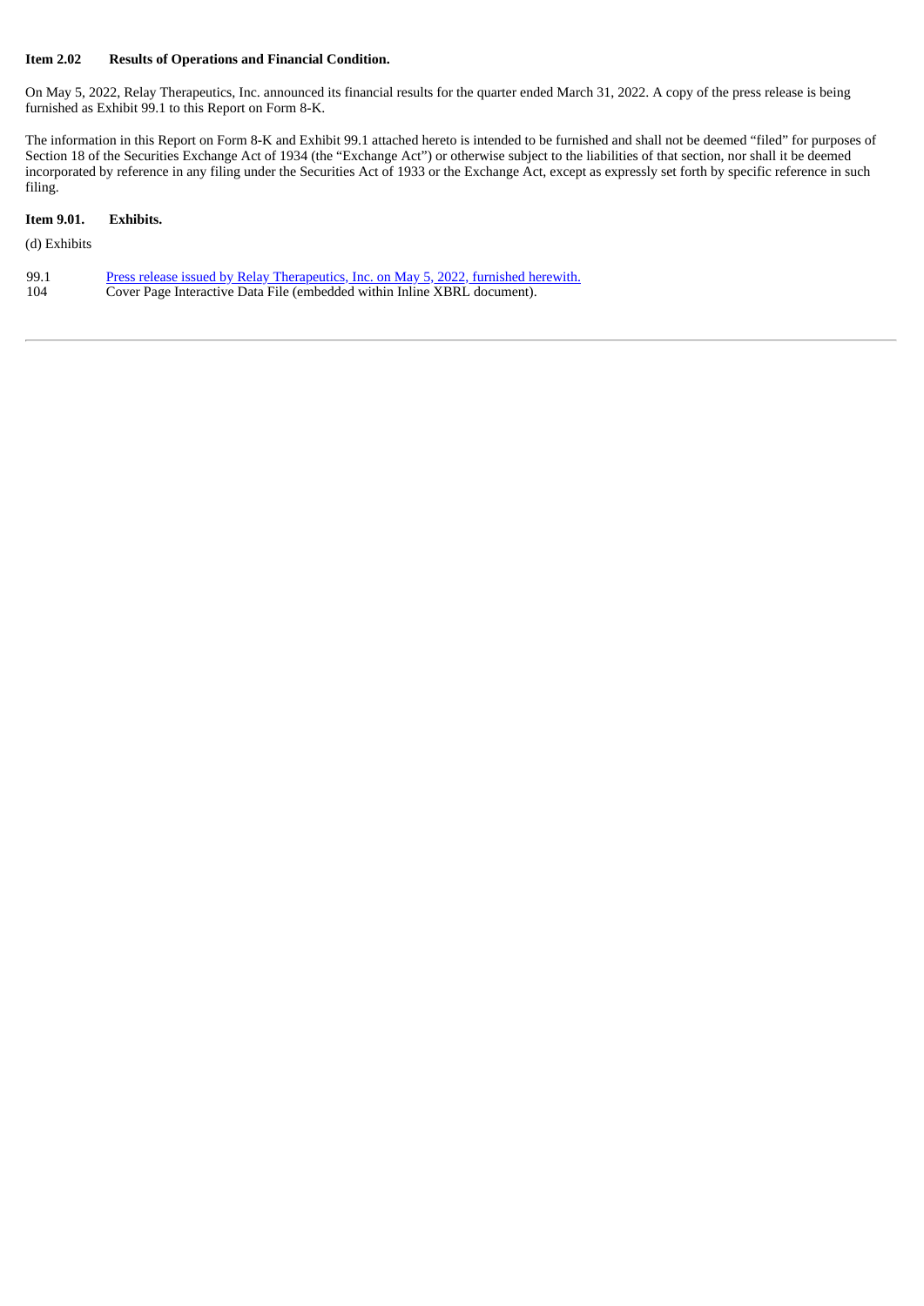**Item 2.02 Results of Operations and Financial Condition.**

On May 5, 2022, Relay Therapeutics, Inc. announced its financial results for the quarter ended March 31, 2022. A copy of the press release is being furnished as Exhibit 99.1 to this Report on Form 8-K.

The information in this Report on Form 8-K and Exhibit 99.1 attached hereto is intended to be furnished and shall not be deemed "filed" for purposes of Section 18 of the Securities Exchange Act of 1934 (the "Exchange Act") or otherwise subject to the liabilities of that section, nor shall it be deemed incorporated by reference in any filing under the Securities Act of 1933 or the Exchange Act, except as expressly set forth by specific reference in such filing.

**Item 9.01. Exhibits.**

(d) Exhibits

| | |
|---|---|
| 99.1 | Press release issued by Relay Therapeutics, Inc. on May 5, 2022, furnished herewith. |
| 104 | Cover Page Interactive Data File (embedded within Inline XBRL document). |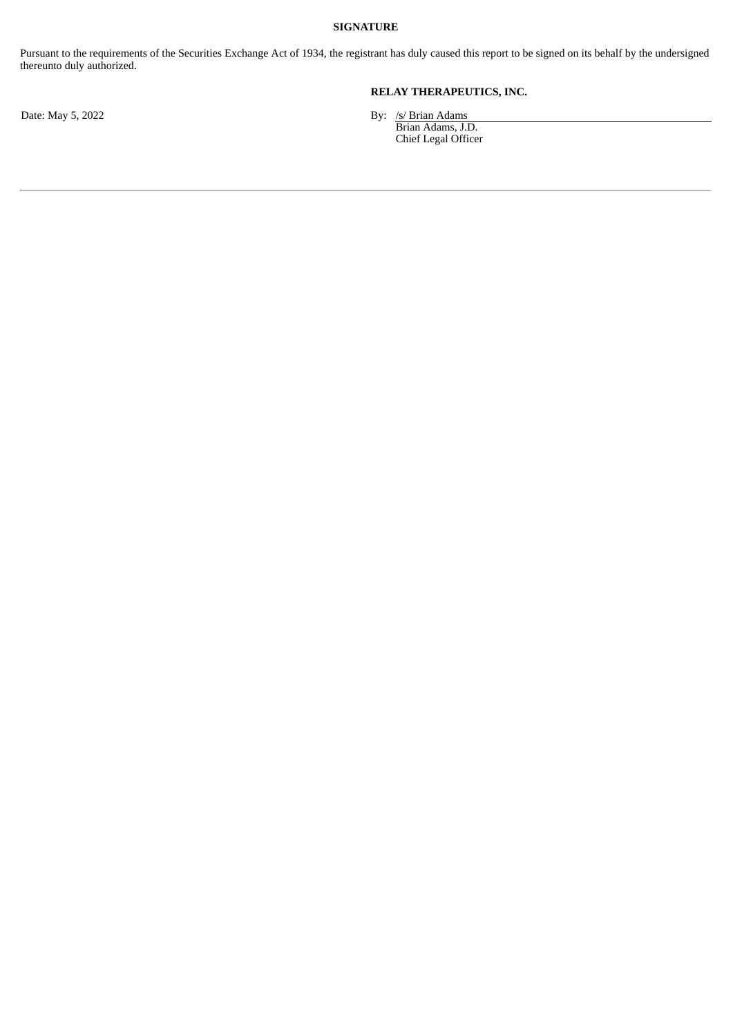**SIGNATURE**

Pursuant to the requirements of the Securities Exchange Act of 1934, the registrant has duly caused this report to be signed on its behalf by the undersigned thereunto duly authorized.

**RELAY THERAPEUTICS, INC.**

Date: May 5, 2022

By: /s/ Brian Adams
Brian Adams, J.D.
Chief Legal Officer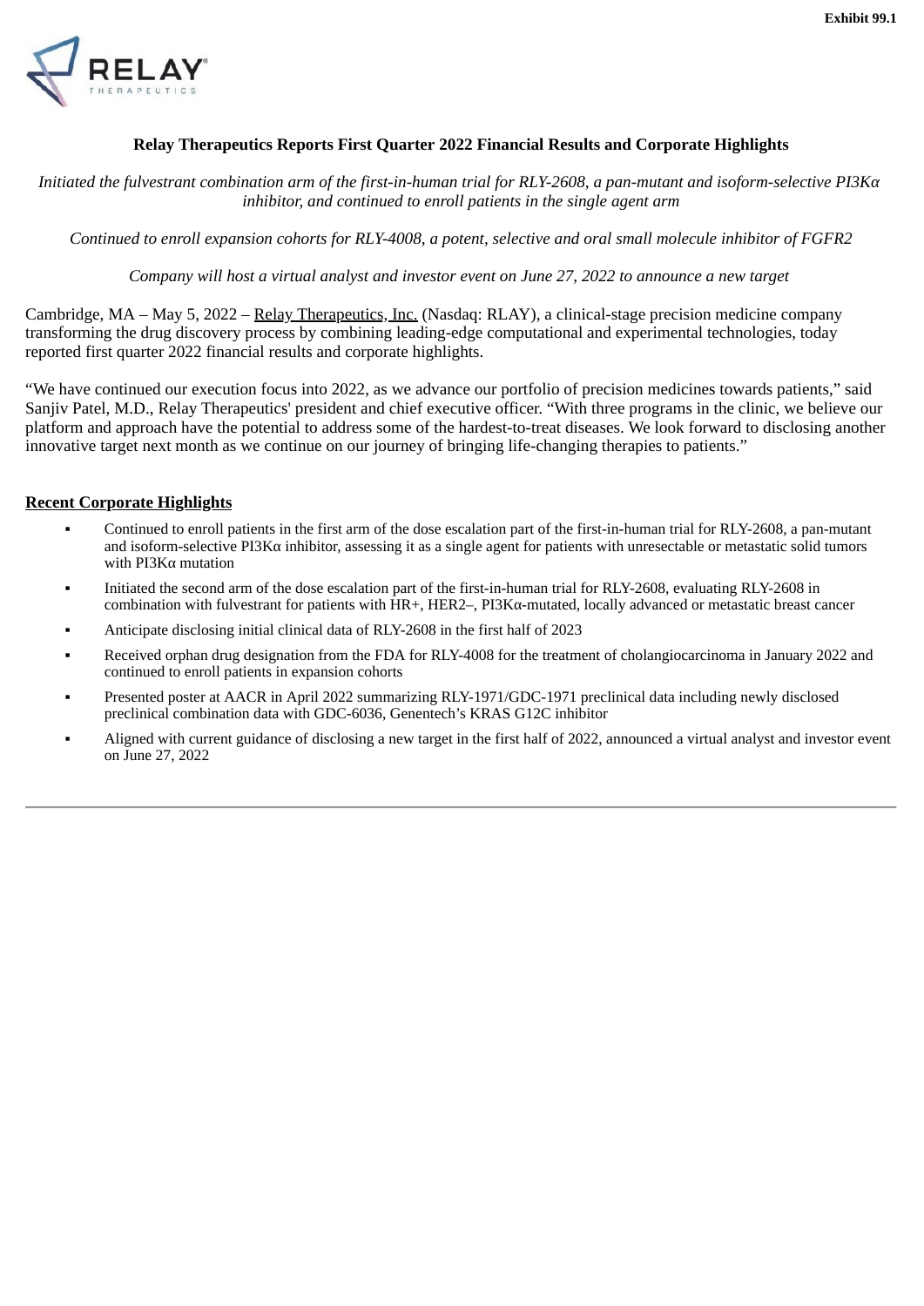Exhibit 99.1

# Relay Therapeutics Reports First Quarter 2022 Financial Results and Corporate Highlights

*Initiated the fulvestrant combination arm of the first-in-human trial for RLY-2608, a pan-mutant and isoform-selective PI3Kα inhibitor, and continued to enroll patients in the single agent arm*

*Continued to enroll expansion cohorts for RLY-4008, a potent, selective and oral small molecule inhibitor of FGFR2*

*Company will host a virtual analyst and investor event on June 27, 2022 to announce a new target*

Cambridge, MA – May 5, 2022 – Relay Therapeutics, Inc. (Nasdaq: RLAY), a clinical-stage precision medicine company transforming the drug discovery process by combining leading-edge computational and experimental technologies, today reported first quarter 2022 financial results and corporate highlights.

"We have continued our execution focus into 2022, as we advance our portfolio of precision medicines towards patients," said Sanjiv Patel, M.D., Relay Therapeutics' president and chief executive officer. "With three programs in the clinic, we believe our platform and approach have the potential to address some of the hardest-to-treat diseases. We look forward to disclosing another innovative target next month as we continue on our journey of bringing life-changing therapies to patients."

## Recent Corporate Highlights

- Continued to enroll patients in the first arm of the dose escalation part of the first-in-human trial for RLY-2608, a pan-mutant and isoform-selective PI3Kα inhibitor, assessing it as a single agent for patients with unresectable or metastatic solid tumors with PI3Kα mutation
- Initiated the second arm of the dose escalation part of the first-in-human trial for RLY-2608, evaluating RLY-2608 in combination with fulvestrant for patients with HR+, HER2–, PI3Kα-mutated, locally advanced or metastatic breast cancer
- Anticipate disclosing initial clinical data of RLY-2608 in the first half of 2023
- Received orphan drug designation from the FDA for RLY-4008 for the treatment of cholangiocarcinoma in January 2022 and continued to enroll patients in expansion cohorts
- Presented poster at AACR in April 2022 summarizing RLY-1971/GDC-1971 preclinical data including newly disclosed preclinical combination data with GDC-6036, Genentech's KRAS G12C inhibitor
- Aligned with current guidance of disclosing a new target in the first half of 2022, announced a virtual analyst and investor event on June 27, 2022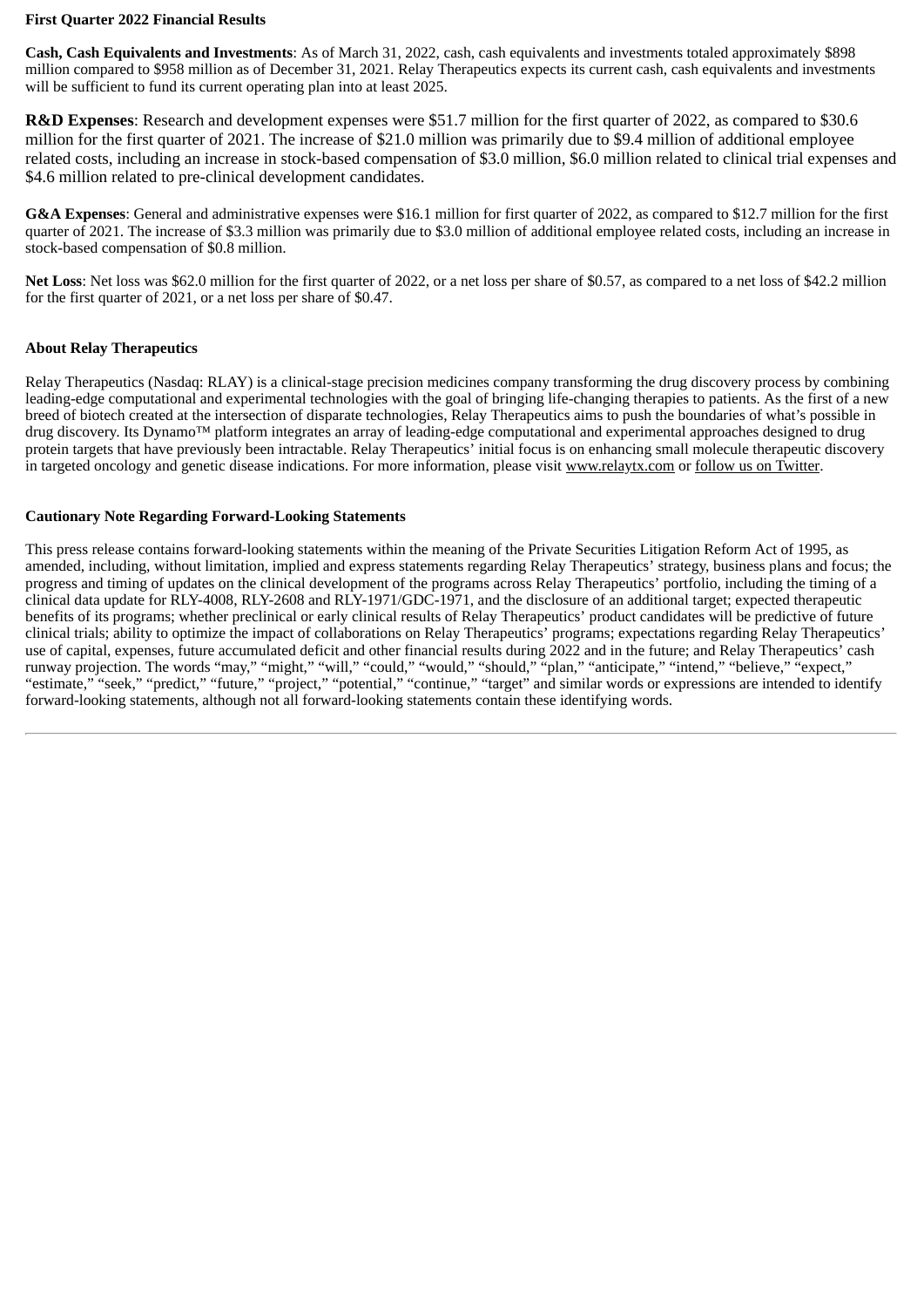**First Quarter 2022 Financial Results**

**Cash, Cash Equivalents and Investments**: As of March 31, 2022, cash, cash equivalents and investments totaled approximately $898 million compared to $958 million as of December 31, 2021. Relay Therapeutics expects its current cash, cash equivalents and investments will be sufficient to fund its current operating plan into at least 2025.

**R&D Expenses**: Research and development expenses were $51.7 million for the first quarter of 2022, as compared to $30.6 million for the first quarter of 2021. The increase of $21.0 million was primarily due to $9.4 million of additional employee related costs, including an increase in stock-based compensation of $3.0 million, $6.0 million related to clinical trial expenses and $4.6 million related to pre-clinical development candidates.

**G&A Expenses**: General and administrative expenses were $16.1 million for first quarter of 2022, as compared to $12.7 million for the first quarter of 2021. The increase of $3.3 million was primarily due to $3.0 million of additional employee related costs, including an increase in stock-based compensation of $0.8 million.

**Net Loss**: Net loss was $62.0 million for the first quarter of 2022, or a net loss per share of $0.57, as compared to a net loss of $42.2 million for the first quarter of 2021, or a net loss per share of $0.47.

**About Relay Therapeutics**

Relay Therapeutics (Nasdaq: RLAY) is a clinical-stage precision medicines company transforming the drug discovery process by combining leading-edge computational and experimental technologies with the goal of bringing life-changing therapies to patients. As the first of a new breed of biotech created at the intersection of disparate technologies, Relay Therapeutics aims to push the boundaries of what's possible in drug discovery. Its Dynamo™ platform integrates an array of leading-edge computational and experimental approaches designed to drug protein targets that have previously been intractable. Relay Therapeutics' initial focus is on enhancing small molecule therapeutic discovery in targeted oncology and genetic disease indications. For more information, please visit www.relaytx.com or follow us on Twitter.

**Cautionary Note Regarding Forward-Looking Statements**

This press release contains forward-looking statements within the meaning of the Private Securities Litigation Reform Act of 1995, as amended, including, without limitation, implied and express statements regarding Relay Therapeutics' strategy, business plans and focus; the progress and timing of updates on the clinical development of the programs across Relay Therapeutics' portfolio, including the timing of a clinical data update for RLY-4008, RLY-2608 and RLY-1971/GDC-1971, and the disclosure of an additional target; expected therapeutic benefits of its programs; whether preclinical or early clinical results of Relay Therapeutics' product candidates will be predictive of future clinical trials; ability to optimize the impact of collaborations on Relay Therapeutics' programs; expectations regarding Relay Therapeutics' use of capital, expenses, future accumulated deficit and other financial results during 2022 and in the future; and Relay Therapeutics' cash runway projection. The words "may," "might," "will," "could," "would," "should," "plan," "anticipate," "intend," "believe," "expect," "estimate," "seek," "predict," "future," "project," "potential," "continue," "target" and similar words or expressions are intended to identify forward-looking statements, although not all forward-looking statements contain these identifying words.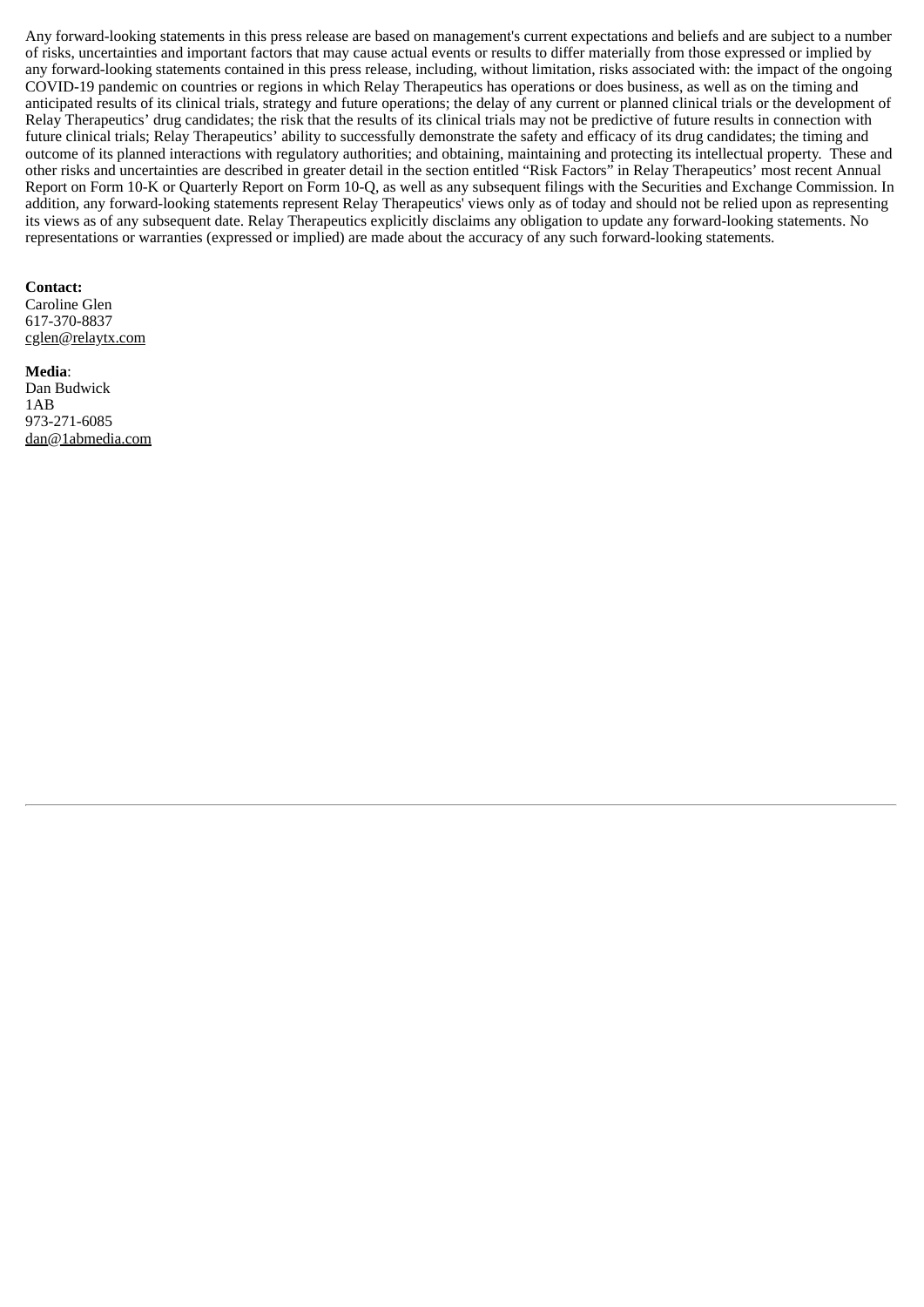Any forward-looking statements in this press release are based on management's current expectations and beliefs and are subject to a number of risks, uncertainties and important factors that may cause actual events or results to differ materially from those expressed or implied by any forward-looking statements contained in this press release, including, without limitation, risks associated with: the impact of the ongoing COVID-19 pandemic on countries or regions in which Relay Therapeutics has operations or does business, as well as on the timing and anticipated results of its clinical trials, strategy and future operations; the delay of any current or planned clinical trials or the development of Relay Therapeutics' drug candidates; the risk that the results of its clinical trials may not be predictive of future results in connection with future clinical trials; Relay Therapeutics' ability to successfully demonstrate the safety and efficacy of its drug candidates; the timing and outcome of its planned interactions with regulatory authorities; and obtaining, maintaining and protecting its intellectual property. These and other risks and uncertainties are described in greater detail in the section entitled "Risk Factors" in Relay Therapeutics' most recent Annual Report on Form 10-K or Quarterly Report on Form 10-Q, as well as any subsequent filings with the Securities and Exchange Commission. In addition, any forward-looking statements represent Relay Therapeutics' views only as of today and should not be relied upon as representing its views as of any subsequent date. Relay Therapeutics explicitly disclaims any obligation to update any forward-looking statements. No representations or warranties (expressed or implied) are made about the accuracy of any such forward-looking statements.

**Contact:**
Caroline Glen
617-370-8837
cglen@relaytx.com

**Media**:
Dan Budwick
1AB
973-271-6085
dan@1abmedia.com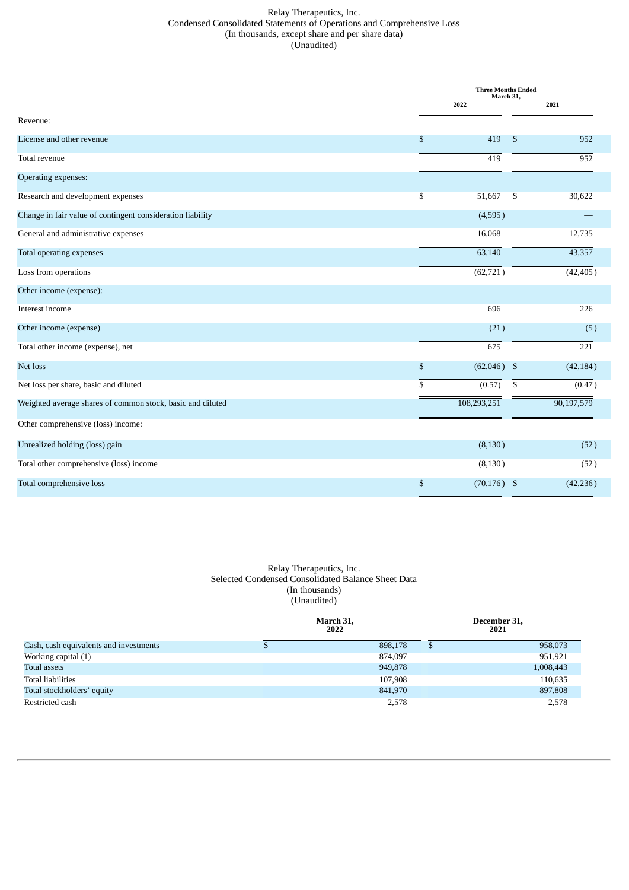Relay Therapeutics, Inc.
Condensed Consolidated Statements of Operations and Comprehensive Loss
(In thousands, except share and per share data)
(Unaudited)

| | Three Months Ended March 31, | |
|---|---|---|
| | 2022 | 2021 |
| Revenue: | | |
| License and other revenue | $ 419 | $ 952 |
| Total revenue | 419 | 952 |
| Operating expenses: | | |
| Research and development expenses | $ 51,667 | $ 30,622 |
| Change in fair value of contingent consideration liability | (4,595) | — |
| General and administrative expenses | 16,068 | 12,735 |
| Total operating expenses | 63,140 | 43,357 |
| Loss from operations | (62,721) | (42,405) |
| Other income (expense): | | |
| Interest income | 696 | 226 |
| Other income (expense) | (21) | (5) |
| Total other income (expense), net | 675 | 221 |
| Net loss | $ (62,046) | $ (42,184) |
| Net loss per share, basic and diluted | $ (0.57) | $ (0.47) |
| Weighted average shares of common stock, basic and diluted | 108,293,251 | 90,197,579 |
| Other comprehensive (loss) income: | | |
| Unrealized holding (loss) gain | (8,130) | (52) |
| Total other comprehensive (loss) income | (8,130) | (52) |
| Total comprehensive loss | $ (70,176) | $ (42,236) |

Relay Therapeutics, Inc.
Selected Condensed Consolidated Balance Sheet Data
(In thousands)
(Unaudited)

| | March 31, 2022 | December 31, 2021 |
|---|---|---|
| Cash, cash equivalents and investments | $ 898,178 | $ 958,073 |
| Working capital (1) | 874,097 | 951,921 |
| Total assets | 949,878 | 1,008,443 |
| Total liabilities | 107,908 | 110,635 |
| Total stockholders' equity | 841,970 | 897,808 |
| Restricted cash | 2,578 | 2,578 |